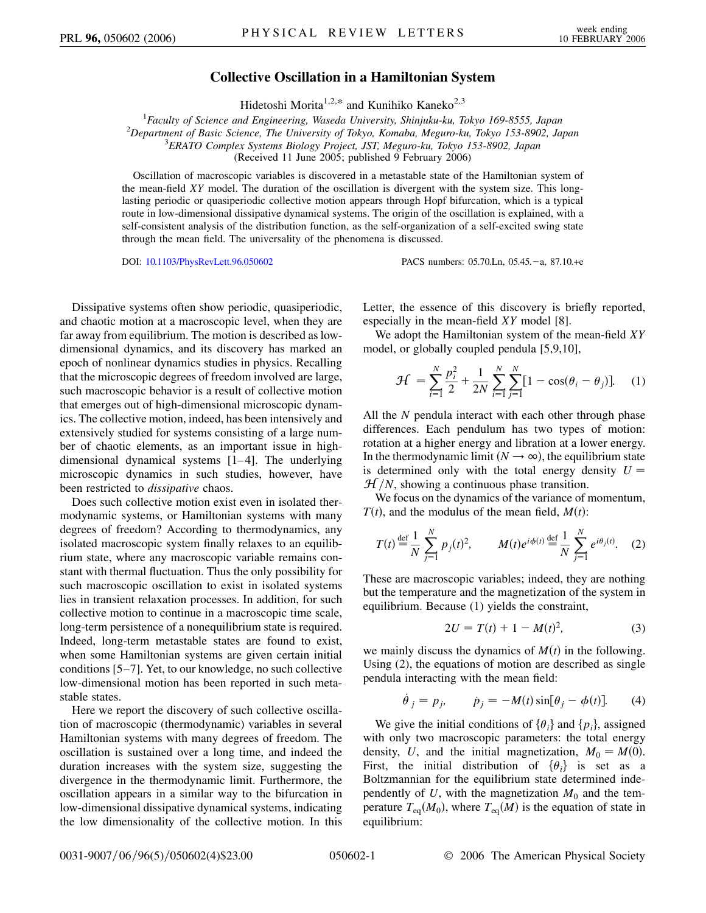# Collective Oscillation in a Hamiltonian System

Hidetoshi Morita[1,2,*] and Kunihiko Kaneko[2,3]

[1]*Faculty of Science and Engineering, Waseda University, Shinjuku-ku, Tokyo 169-8555, Japan*
[2]*Department of Basic Science, The University of Tokyo, Komaba, Meguro-ku, Tokyo 153-8902, Japan*
[3]*ERATO Complex Systems Biology Project, JST, Meguro-ku, Tokyo 153-8902, Japan*
(Received 11 June 2005; published 9 February 2006)

Oscillation of macroscopic variables is discovered in a metastable state of the Hamiltonian system of the mean-field *XY* model. The duration of the oscillation is divergent with the system size. This long-lasting periodic or quasiperiodic collective motion appears through Hopf bifurcation, which is a typical route in low-dimensional dissipative dynamical systems. The origin of the oscillation is explained, with a self-consistent analysis of the distribution function, as the self-organization of a self-excited swing state through the mean field. The universality of the phenomena is discussed.

DOI: 10.1103/PhysRevLett.96.050602 PACS numbers: 05.70.Ln, 05.45.−a, 87.10.+e

Dissipative systems often show periodic, quasiperiodic, and chaotic motion at a macroscopic level, when they are far away from equilibrium. The motion is described as low-dimensional dynamics, and its discovery has marked an epoch of nonlinear dynamics studies in physics. Recalling that the microscopic degrees of freedom involved are large, such macroscopic behavior is a result of collective motion that emerges out of high-dimensional microscopic dynamics. The collective motion, indeed, has been intensively and extensively studied for systems consisting of a large number of chaotic elements, as an important issue in high-dimensional dynamical systems [1–4]. The underlying microscopic dynamics in such studies, however, have been restricted to *dissipative* chaos.

Does such collective motion exist even in isolated thermodynamic systems, or Hamiltonian systems with many degrees of freedom? According to thermodynamics, any isolated macroscopic system finally relaxes to an equilibrium state, where any macroscopic variable remains constant with thermal fluctuation. Thus the only possibility for such macroscopic oscillation to exist in isolated systems lies in transient relaxation processes. In addition, for such collective motion to continue in a macroscopic time scale, long-term persistence of a nonequilibrium state is required. Indeed, long-term metastable states are found to exist, when some Hamiltonian systems are given certain initial conditions [5–7]. Yet, to our knowledge, no such collective low-dimensional motion has been reported in such metastable states.

Here we report the discovery of such collective oscillation of macroscopic (thermodynamic) variables in several Hamiltonian systems with many degrees of freedom. The oscillation is sustained over a long time, and indeed the duration increases with the system size, suggesting the divergence in the thermodynamic limit. Furthermore, the oscillation appears in a similar way to the bifurcation in low-dimensional dissipative dynamical systems, indicating the low dimensionality of the collective motion. In this Letter, the essence of this discovery is briefly reported, especially in the mean-field *XY* model [8].

We adopt the Hamiltonian system of the mean-field *XY* model, or globally coupled pendula [5,9,10],

$$\mathcal{H} = \sum_{i=1}^{N} \frac{p_i^2}{2} + \frac{1}{2N} \sum_{i=1}^{N} \sum_{j=1}^{N} [1 - \cos(\theta_i - \theta_j)]. \quad (1)$$

All the $N$ pendula interact with each other through phase differences. Each pendulum has two types of motion: rotation at a higher energy and libration at a lower energy. In the thermodynamic limit ($N \to \infty$), the equilibrium state is determined only with the total energy density $U = \mathcal{H}/N$, showing a continuous phase transition.

We focus on the dynamics of the variance of momentum, $T(t)$, and the modulus of the mean field, $M(t)$:

$$T(t) \stackrel{\text{def}}{=} \frac{1}{N} \sum_{j=1}^{N} p_j(t)^2, \qquad M(t) e^{i\phi(t)} \stackrel{\text{def}}{=} \frac{1}{N} \sum_{j=1}^{N} e^{i\theta_j(t)}. \quad (2)$$

These are macroscopic variables; indeed, they are nothing but the temperature and the magnetization of the system in equilibrium. Because (1) yields the constraint,

$$2U = T(t) + 1 - M(t)^2, \quad (3)$$

we mainly discuss the dynamics of $M(t)$ in the following. Using (2), the equations of motion are described as single pendula interacting with the mean field:

$$\dot{\theta}_j = p_j, \qquad \dot{p}_j = -M(t) \sin[\theta_j - \phi(t)]. \quad (4)$$

We give the initial conditions of $\{\theta_i\}$ and $\{p_i\}$, assigned with only two macroscopic parameters: the total energy density, $U$, and the initial magnetization, $M_0 = M(0)$. First, the initial distribution of $\{\theta_i\}$ is set as a Boltzmannian for the equilibrium state determined independently of $U$, with the magnetization $M_0$ and the temperature $T_{\text{eq}}(M_0)$, where $T_{\text{eq}}(M)$ is the equation of state in equilibrium: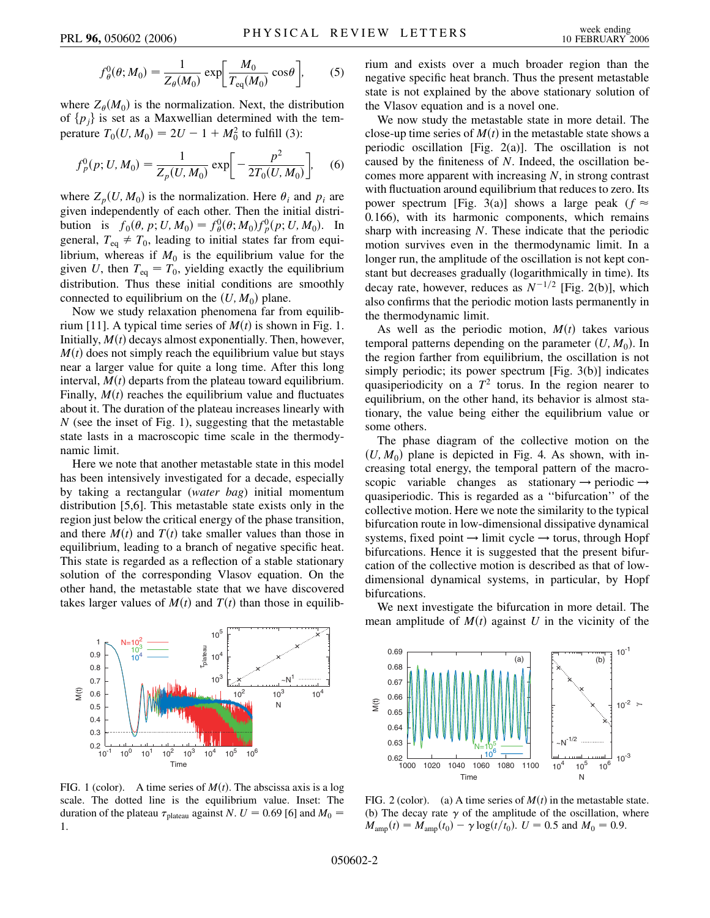$$f_\theta^0(\theta; M_0) = \frac{1}{Z_\theta(M_0)} \exp\left[\frac{M_0}{T_{\rm eq}(M_0)} \cos\theta\right], \qquad (5)$$

where $Z_\theta(M_0)$ is the normalization. Next, the distribution of $\{p_j\}$ is set as a Maxwellian determined with the temperature $T_0(U, M_0) = 2U - 1 + M_0^2$ to fulfill (3):

$$f_p^0(p; U, M_0) = \frac{1}{Z_p(U, M_0)} \exp\left[-\frac{p^2}{2T_0(U, M_0)}\right], \qquad (6)$$

where $Z_p(U, M_0)$ is the normalization. Here $\theta_i$ and $p_i$ are given independently of each other. Then the initial distribution is $f_0(\theta, p; U, M_0) = f_\theta^0(\theta; M_0) f_p^0(p; U, M_0)$. In general, $T_{\rm eq} \neq T_0$, leading to initial states far from equilibrium, whereas if $M_0$ is the equilibrium value for the given $U$, then $T_{\rm eq} = T_0$, yielding exactly the equilibrium distribution. Thus these initial conditions are smoothly connected to equilibrium on the $(U, M_0)$ plane.

Now we study relaxation phenomena far from equilibrium [11]. A typical time series of $M(t)$ is shown in Fig. 1. Initially, $M(t)$ decays almost exponentially. Then, however, $M(t)$ does not simply reach the equilibrium value but stays near a larger value for quite a long time. After this long interval, $M(t)$ departs from the plateau toward equilibrium. Finally, $M(t)$ reaches the equilibrium value and fluctuates about it. The duration of the plateau increases linearly with $N$ (see the inset of Fig. 1), suggesting that the metastable state lasts in a macroscopic time scale in the thermodynamic limit.

Here we note that another metastable state in this model has been intensively investigated for a decade, especially by taking a rectangular (*water bag*) initial momentum distribution [5,6]. This metastable state exists only in the region just below the critical energy of the phase transition, and there $M(t)$ and $T(t)$ take smaller values than those in equilibrium, leading to a branch of negative specific heat. This state is regarded as a reflection of a stable stationary solution of the corresponding Vlasov equation. On the other hand, the metastable state that we have discovered takes larger values of $M(t)$ and $T(t)$ than those in equilibrium and exists over a much broader region than the negative specific heat branch. Thus the present metastable state is not explained by the above stationary solution of the Vlasov equation and is a novel one.

FIG. 1 (color). A time series of $M(t)$. The abscissa axis is a log scale. The dotted line is the equilibrium value. Inset: The duration of the plateau $\tau_{\rm plateau}$ against $N$. $U = 0.69$ [6] and $M_0 = 1$.

We now study the metastable state in more detail. The close-up time series of $M(t)$ in the metastable state shows a periodic oscillation [Fig. 2(a)]. The oscillation is not caused by the finiteness of $N$. Indeed, the oscillation becomes more apparent with increasing $N$, in strong contrast with fluctuation around equilibrium that reduces to zero. Its power spectrum [Fig. 3(a)] shows a large peak ($f \approx 0.166$), with its harmonic components, which remains sharp with increasing $N$. These indicate that the periodic motion survives even in the thermodynamic limit. In a longer run, the amplitude of the oscillation is not kept constant but decreases gradually (logarithmically in time). Its decay rate, however, reduces as $N^{-1/2}$ [Fig. 2(b)], which also confirms that the periodic motion lasts permanently in the thermodynamic limit.

As well as the periodic motion, $M(t)$ takes various temporal patterns depending on the parameter $(U, M_0)$. In the region farther from equilibrium, the oscillation is not simply periodic; its power spectrum [Fig. 3(b)] indicates quasiperiodicity on a $T^2$ torus. In the region nearer to equilibrium, on the other hand, its behavior is almost stationary, the value being either the equilibrium value or some others.

The phase diagram of the collective motion on the $(U, M_0)$ plane is depicted in Fig. 4. As shown, with increasing total energy, the temporal pattern of the macroscopic variable changes as stationary → periodic → quasiperiodic. This is regarded as a "bifurcation" of the collective motion. Here we note the similarity to the typical bifurcation route in low-dimensional dissipative dynamical systems, fixed point → limit cycle → torus, through Hopf bifurcations. Hence it is suggested that the present bifurcation of the collective motion is described as that of low-dimensional dynamical systems, in particular, by Hopf bifurcations.

We next investigate the bifurcation in more detail. The mean amplitude of $M(t)$ against $U$ in the vicinity of the

FIG. 2 (color). (a) A time series of $M(t)$ in the metastable state. (b) The decay rate $\gamma$ of the amplitude of the oscillation, where $M_{\rm amp}(t) = M_{\rm amp}(t_0) - \gamma \log(t/t_0)$. $U = 0.5$ and $M_0 = 0.9$.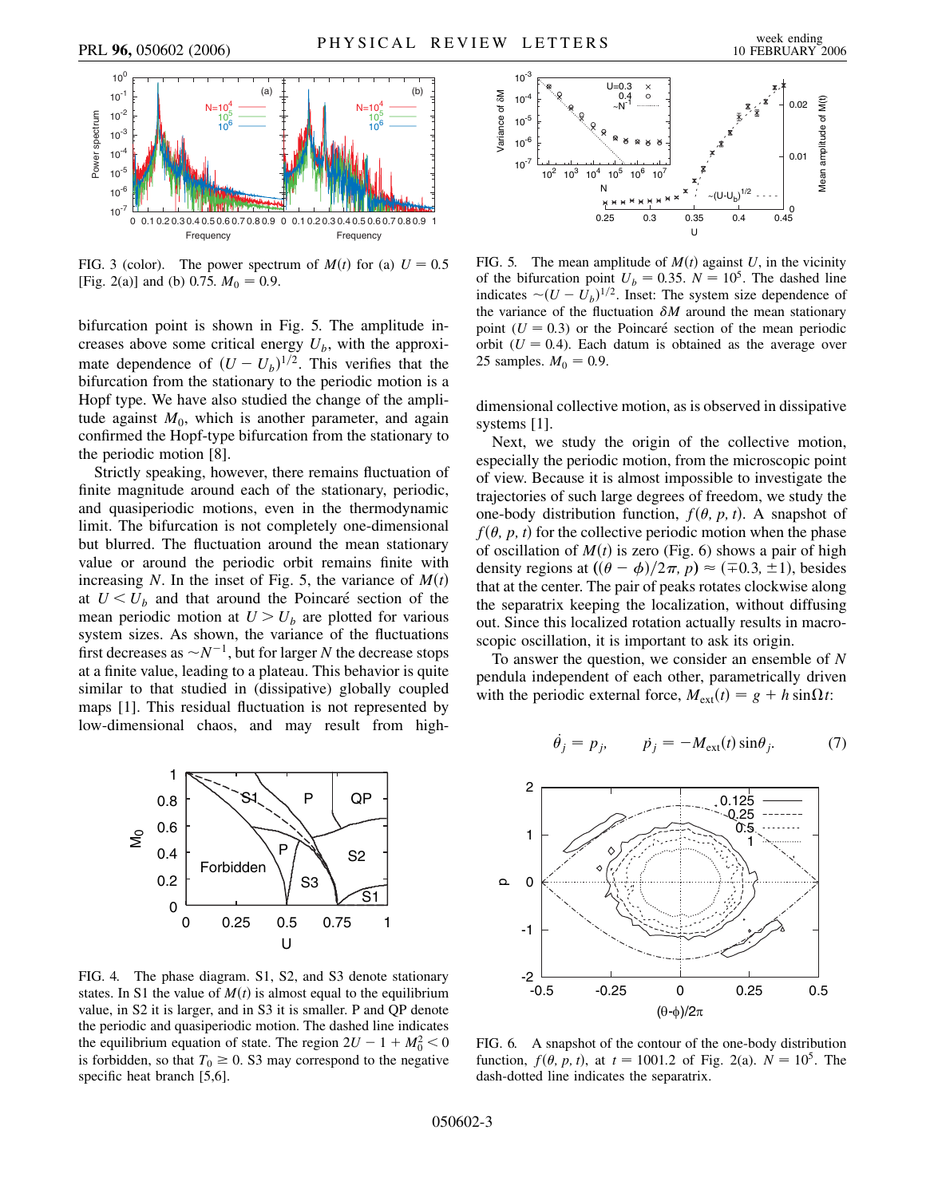FIG. 3 (color). The power spectrum of $M(t)$ for (a) $U = 0.5$ [Fig. 2(a)] and (b) 0.75. $M_0 = 0.9$.

FIG. 5. The mean amplitude of $M(t)$ against $U$, in the vicinity of the bifurcation point $U_b = 0.35$. $N = 10^5$. The dashed line indicates $\sim(U - U_b)^{1/2}$. Inset: The system size dependence of the variance of the fluctuation $\delta M$ around the mean stationary point ($U = 0.3$) or the Poincaré section of the mean periodic orbit ($U = 0.4$). Each datum is obtained as the average over 25 samples. $M_0 = 0.9$.

bifurcation point is shown in Fig. 5. The amplitude increases above some critical energy $U_b$, with the approximate dependence of $(U - U_b)^{1/2}$. This verifies that the bifurcation from the stationary to the periodic motion is a Hopf type. We have also studied the change of the amplitude against $M_0$, which is another parameter, and again confirmed the Hopf-type bifurcation from the stationary to the periodic motion [8].

Strictly speaking, however, there remains fluctuation of finite magnitude around each of the stationary, periodic, and quasiperiodic motions, even in the thermodynamic limit. The bifurcation is not completely one-dimensional but blurred. The fluctuation around the mean stationary value or around the periodic orbit remains finite with increasing $N$. In the inset of Fig. 5, the variance of $M(t)$ at $U < U_b$ and that around the Poincaré section of the mean periodic motion at $U > U_b$ are plotted for various system sizes. As shown, the variance of the fluctuations first decreases as $\sim N^{-1}$, but for larger $N$ the decrease stops at a finite value, leading to a plateau. This behavior is quite similar to that studied in (dissipative) globally coupled maps [1]. This residual fluctuation is not represented by low-dimensional chaos, and may result from high-dimensional collective motion, as is observed in dissipative systems [1].

FIG. 4. The phase diagram. S1, S2, and S3 denote stationary states. In S1 the value of $M(t)$ is almost equal to the equilibrium value, in S2 it is larger, and in S3 it is smaller. P and QP denote the periodic and quasiperiodic motion. The dashed line indicates the equilibrium equation of state. The region $2U - 1 + M_0^2 < 0$ is forbidden, so that $T_0 \geq 0$. S3 may correspond to the negative specific heat branch [5,6].

Next, we study the origin of the collective motion, especially the periodic motion, from the microscopic point of view. Because it is almost impossible to investigate the trajectories of such large degrees of freedom, we study the one-body distribution function, $f(\theta, p, t)$. A snapshot of $f(\theta, p, t)$ for the collective periodic motion when the phase of oscillation of $M(t)$ is zero (Fig. 6) shows a pair of high density regions at $((\theta - \phi)/2\pi, p) \approx (\mp 0.3, \pm 1)$, besides that at the center. The pair of peaks rotates clockwise along the separatrix keeping the localization, without diffusing out. Since this localized rotation actually results in macroscopic oscillation, it is important to ask its origin.

To answer the question, we consider an ensemble of $N$ pendula independent of each other, parametrically driven with the periodic external force, $M_{\rm ext}(t) = g + h \sin\Omega t$:

$$\dot{\theta}_j = p_j, \qquad \dot{p}_j = -M_{\rm ext}(t)\sin\theta_j. \tag{7}$$

FIG. 6. A snapshot of the contour of the one-body distribution function, $f(\theta, p, t)$, at $t = 1001.2$ of Fig. 2(a). $N = 10^5$. The dash-dotted line indicates the separatrix.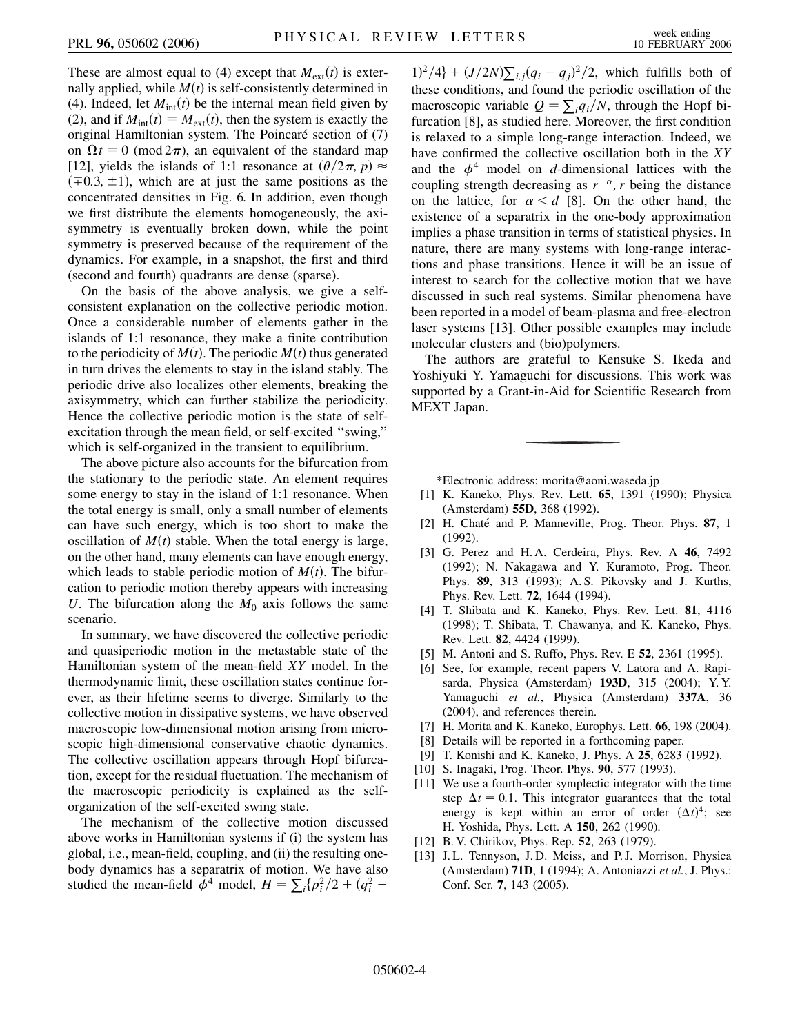These are almost equal to (4) except that $M_{\rm ext}(t)$ is externally applied, while $M(t)$ is self-consistently determined in (4). Indeed, let $M_{\rm int}(t)$ be the internal mean field given by (2), and if $M_{\rm int}(t) \equiv M_{\rm ext}(t)$, then the system is exactly the original Hamiltonian system. The Poincaré section of (7) on $\Omega t \equiv 0 \pmod{2\pi}$, an equivalent of the standard map [12], yields the islands of 1:1 resonance at $(\theta/2\pi, p) \approx (\mp 0.3, \pm 1)$, which are at just the same positions as the concentrated densities in Fig. 6. In addition, even though we first distribute the elements homogeneously, the axisymmetry is eventually broken down, while the point symmetry is preserved because of the requirement of the dynamics. For example, in a snapshot, the first and third (second and fourth) quadrants are dense (sparse).

On the basis of the above analysis, we give a self-consistent explanation on the collective periodic motion. Once a considerable number of elements gather in the islands of 1:1 resonance, they make a finite contribution to the periodicity of $M(t)$. The periodic $M(t)$ thus generated in turn drives the elements to stay in the island stably. The periodic drive also localizes other elements, breaking the axisymmetry, which can further stabilize the periodicity. Hence the collective periodic motion is the state of self-excitation through the mean field, or self-excited "swing," which is self-organized in the transient to equilibrium.

The above picture also accounts for the bifurcation from the stationary to the periodic state. An element requires some energy to stay in the island of 1:1 resonance. When the total energy is small, only a small number of elements can have such energy, which is too short to make the oscillation of $M(t)$ stable. When the total energy is large, on the other hand, many elements can have enough energy, which leads to stable periodic motion of $M(t)$. The bifurcation to periodic motion thereby appears with increasing $U$. The bifurcation along the $M_0$ axis follows the same scenario.

In summary, we have discovered the collective periodic and quasiperiodic motion in the metastable state of the Hamiltonian system of the mean-field *XY* model. In the thermodynamic limit, these oscillation states continue forever, as their lifetime seems to diverge. Similarly to the collective motion in dissipative systems, we have observed macroscopic low-dimensional motion arising from microscopic high-dimensional conservative chaotic dynamics. The collective oscillation appears through Hopf bifurcation, except for the residual fluctuation. The mechanism of the macroscopic periodicity is explained as the self-organization of the self-excited swing state.

The mechanism of the collective motion discussed above works in Hamiltonian systems if (i) the system has global, i.e., mean-field, coupling, and (ii) the resulting one-body dynamics has a separatrix of motion. We have also studied the mean-field $\phi^4$ model, $H = \sum_i \{p_i^2/2 + (q_i^2 - 1)^2/4\} + (J/2N)\sum_{i,j}(q_i - q_j)^2/2$, which fulfills both of these conditions, and found the periodic oscillation of the macroscopic variable $Q = \sum_i q_i/N$, through the Hopf bifurcation [8], as studied here. Moreover, the first condition is relaxed to a simple long-range interaction. Indeed, we have confirmed the collective oscillation both in the *XY* and the $\phi^4$ model on $d$-dimensional lattices with the coupling strength decreasing as $r^{-\alpha}$, $r$ being the distance on the lattice, for $\alpha < d$ [8]. On the other hand, the existence of a separatrix in the one-body approximation implies a phase transition in terms of statistical physics. In nature, there are many systems with long-range interactions and phase transitions. Hence it will be an issue of interest to search for the collective motion that we have discussed in such real systems. Similar phenomena have been reported in a model of beam-plasma and free-electron laser systems [13]. Other possible examples may include molecular clusters and (bio)polymers.

The authors are grateful to Kensuke S. Ikeda and Yoshiyuki Y. Yamaguchi for discussions. This work was supported by a Grant-in-Aid for Scientific Research from MEXT Japan.

---

*Electronic address: morita@aoni.waseda.jp

[1] K. Kaneko, Phys. Rev. Lett. **65**, 1391 (1990); Physica (Amsterdam) **55D**, 368 (1992).

[2] H. Chaté and P. Manneville, Prog. Theor. Phys. **87**, 1 (1992).

[3] G. Perez and H. A. Cerdeira, Phys. Rev. A **46**, 7492 (1992); N. Nakagawa and Y. Kuramoto, Prog. Theor. Phys. **89**, 313 (1993); A. S. Pikovsky and J. Kurths, Phys. Rev. Lett. **72**, 1644 (1994).

[4] T. Shibata and K. Kaneko, Phys. Rev. Lett. **81**, 4116 (1998); T. Shibata, T. Chawanya, and K. Kaneko, Phys. Rev. Lett. **82**, 4424 (1999).

[5] M. Antoni and S. Ruffo, Phys. Rev. E **52**, 2361 (1995).

[6] See, for example, recent papers V. Latora and A. Rapisarda, Physica (Amsterdam) **193D**, 315 (2004); Y. Y. Yamaguchi *et al.*, Physica (Amsterdam) **337A**, 36 (2004), and references therein.

[7] H. Morita and K. Kaneko, Europhys. Lett. **66**, 198 (2004).

[8] Details will be reported in a forthcoming paper.

[9] T. Konishi and K. Kaneko, J. Phys. A **25**, 6283 (1992).

[10] S. Inagaki, Prog. Theor. Phys. **90**, 577 (1993).

[11] We use a fourth-order symplectic integrator with the time step $\Delta t = 0.1$. This integrator guarantees that the total energy is kept within an error of order $(\Delta t)^4$; see H. Yoshida, Phys. Lett. A **150**, 262 (1990).

[12] B. V. Chirikov, Phys. Rep. **52**, 263 (1979).

[13] J. L. Tennyson, J. D. Meiss, and P. J. Morrison, Physica (Amsterdam) **71D**, 1 (1994); A. Antoniazzi *et al.*, J. Phys.: Conf. Ser. **7**, 143 (2005).